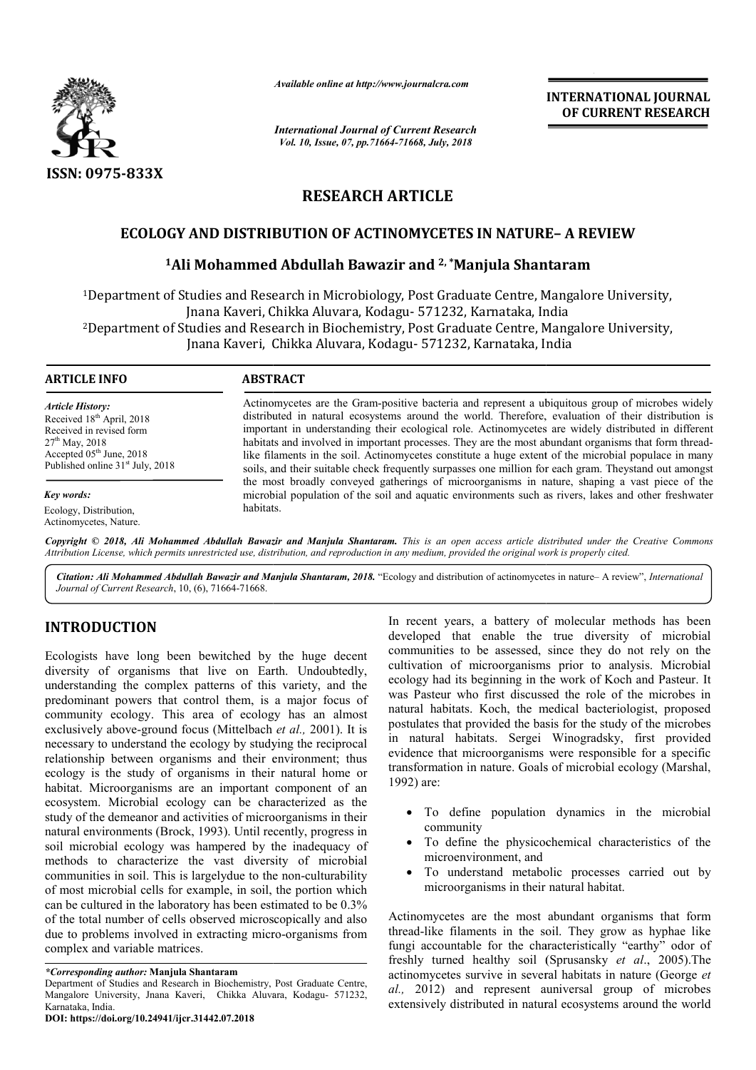*Available online at http://www.journalcra.com*

*International Journal of Current Research*
*Vol. 10, Issue, 07, pp.71664-71668, July, 2018*

**INTERNATIONAL JOURNAL OF CURRENT RESEARCH**

**ISSN: 0975-833X**

# RESEARCH ARTICLE

## ECOLOGY AND DISTRIBUTION OF ACTINOMYCETES IN NATURE– A REVIEW

### [1]Ali Mohammed Abdullah Bawazir and [2,*]Manjula Shantaram

[1]Department of Studies and Research in Microbiology, Post Graduate Centre, Mangalore University, Jnana Kaveri, Chikka Aluvara, Kodagu- 571232, Karnataka, India
[2]Department of Studies and Research in Biochemistry, Post Graduate Centre, Mangalore University, Jnana Kaveri, Chikka Aluvara, Kodagu- 571232, Karnataka, India

**ARTICLE INFO**

*Article History:*
Received 18th April, 2018
Received in revised form
27th May, 2018
Accepted 05th June, 2018
Published online 31st July, 2018

*Key words:*
Ecology, Distribution,
Actinomycetes, Nature.

**ABSTRACT**

Actinomycetes are the Gram-positive bacteria and represent a ubiquitous group of microbes widely distributed in natural ecosystems around the world. Therefore, evaluation of their distribution is important in understanding their ecological role. Actinomycetes are widely distributed in different habitats and involved in important processes. They are the most abundant organisms that form thread-like filaments in the soil. Actinomycetes constitute a huge extent of the microbial populace in many soils, and their suitable check frequently surpasses one million for each gram. Theystand out amongst the most broadly conveyed gatherings of microorganisms in nature, shaping a vast piece of the microbial population of the soil and aquatic environments such as rivers, lakes and other freshwater habitats.

*Copyright © 2018, Ali Mohammed Abdullah Bawazir and Manjula Shantaram. This is an open access article distributed under the Creative Commons Attribution License, which permits unrestricted use, distribution, and reproduction in any medium, provided the original work is properly cited.*

*Citation: Ali Mohammed Abdullah Bawazir and Manjula Shantaram, 2018.* "Ecology and distribution of actinomycetes in nature– A review", *International Journal of Current Research*, 10, (6), 71664-71668.

## INTRODUCTION

Ecologists have long been bewitched by the huge decent diversity of organisms that live on Earth. Undoubtedly, understanding the complex patterns of this variety, and the predominant powers that control them, is a major focus of community ecology. This area of ecology has an almost exclusively above-ground focus (Mittelbach *et al.,* 2001). It is necessary to understand the ecology by studying the reciprocal relationship between organisms and their environment; thus ecology is the study of organisms in their natural home or habitat. Microorganisms are an important component of an ecosystem. Microbial ecology can be characterized as the study of the demeanor and activities of microorganisms in their natural environments (Brock, 1993). Until recently, progress in soil microbial ecology was hampered by the inadequacy of methods to characterize the vast diversity of microbial communities in soil. This is largelydue to the non-culturability of most microbial cells for example, in soil, the portion which can be cultured in the laboratory has been estimated to be 0.3% of the total number of cells observed microscopically and also due to problems involved in extracting micro-organisms from complex and variable matrices.

In recent years, a battery of molecular methods has been developed that enable the true diversity of microbial communities to be assessed, since they do not rely on the cultivation of microorganisms prior to analysis. Microbial ecology had its beginning in the work of Koch and Pasteur. It was Pasteur who first discussed the role of the microbes in natural habitats. Koch, the medical bacteriologist, proposed postulates that provided the basis for the study of the microbes in natural habitats. Sergei Winogradsky, first provided evidence that microorganisms were responsible for a specific transformation in nature. Goals of microbial ecology (Marshal, 1992) are:

- To define population dynamics in the microbial community
- To define the physicochemical characteristics of the microenvironment, and
- To understand metabolic processes carried out by microorganisms in their natural habitat.

Actinomycetes are the most abundant organisms that form thread-like filaments in the soil. They grow as hyphae like fungi accountable for the characteristically "earthy" odor of freshly turned healthy soil (Sprusansky *et al*., 2005).The actinomycetes survive in several habitats in nature (George *et al.,* 2012) and represent auniversal group of microbes extensively distributed in natural ecosystems around the world

**\*Corresponding author: Manjula Shantaram**
Department of Studies and Research in Biochemistry, Post Graduate Centre, Mangalore University, Jnana Kaveri, Chikka Aluvara, Kodagu- 571232, Karnataka, India.

**DOI: https://doi.org/10.24941/ijcr.31442.07.2018**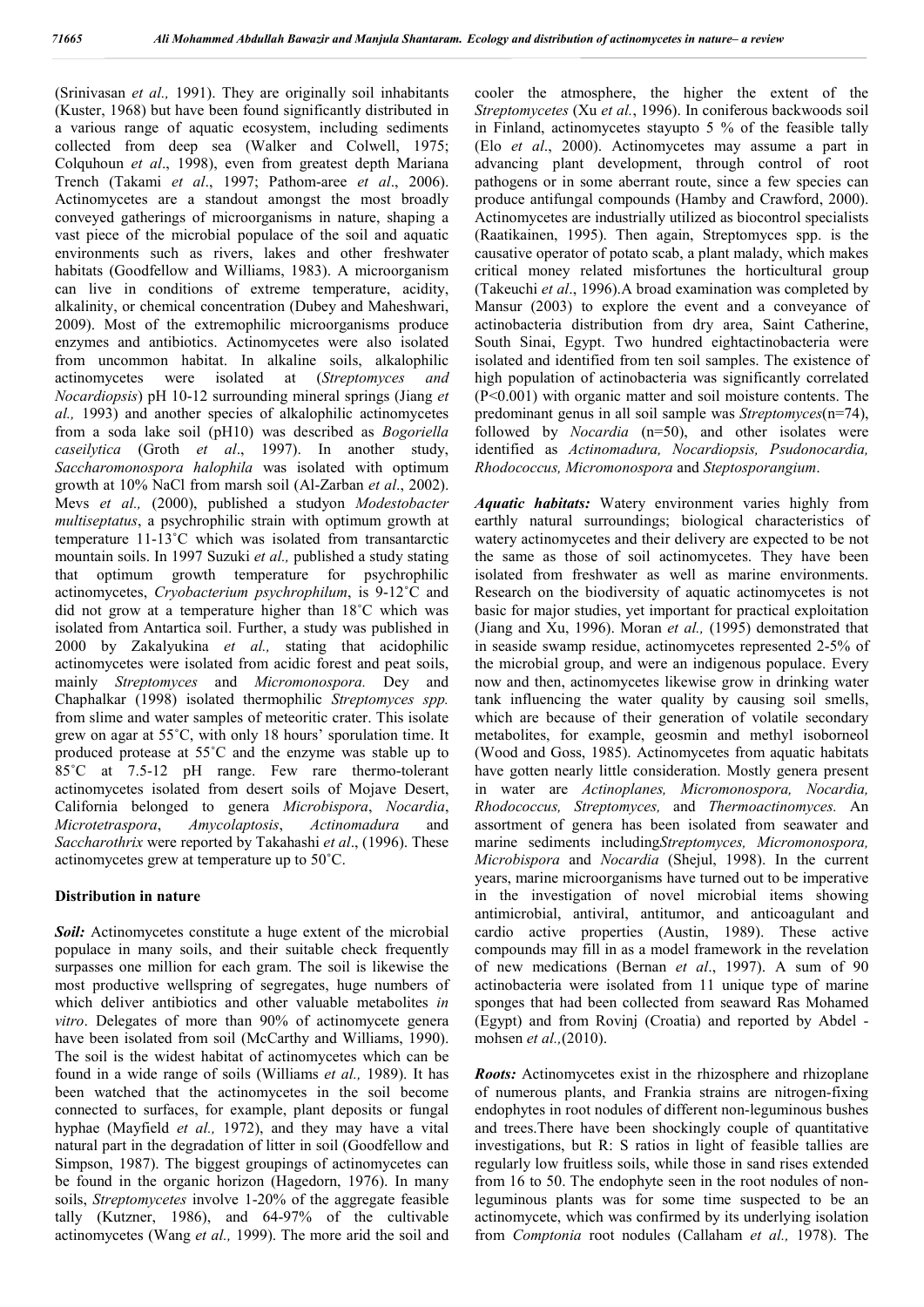(Srinivasan *et al.,* 1991). They are originally soil inhabitants (Kuster, 1968) but have been found significantly distributed in a various range of aquatic ecosystem, including sediments collected from deep sea (Walker and Colwell, 1975; Colquhoun *et al*., 1998), even from greatest depth Mariana Trench (Takami *et al*., 1997; Pathom-aree *et al*., 2006). Actinomycetes are a standout amongst the most broadly conveyed gatherings of microorganisms in nature, shaping a vast piece of the microbial populace of the soil and aquatic environments such as rivers, lakes and other freshwater habitats (Goodfellow and Williams, 1983). A microorganism can live in conditions of extreme temperature, acidity, alkalinity, or chemical concentration (Dubey and Maheshwari, 2009). Most of the extremophilic microorganisms produce enzymes and antibiotics. Actinomycetes were also isolated from uncommon habitat. In alkaline soils, alkalophilic actinomycetes were isolated at (*Streptomyces and Nocardiopsis*) pH 10-12 surrounding mineral springs (Jiang *et al.,* 1993) and another species of alkalophilic actinomycetes from a soda lake soil (pH10) was described as *Bogoriella caseilytica* (Groth *et al*., 1997). In another study, *Saccharomonospora halophila* was isolated with optimum growth at 10% NaCl from marsh soil (Al-Zarban *et al*., 2002). Mevs *et al.,* (2000), published a studyon *Modestobacter multiseptatus*, a psychrophilic strain with optimum growth at temperature 11-13˚C which was isolated from transantarctic mountain soils. In 1997 Suzuki *et al.,* published a study stating that optimum growth temperature for psychrophilic actinomycetes, *Cryobacterium psychrophilum*, is 9-12˚C and did not grow at a temperature higher than 18˚C which was isolated from Antartica soil. Further, a study was published in 2000 by Zakalyukina *et al.,* stating that acidophilic actinomycetes were isolated from acidic forest and peat soils, mainly *Streptomyces* and *Micromonospora.* Dey and Chaphalkar (1998) isolated thermophilic *Streptomyces spp.* from slime and water samples of meteoritic crater. This isolate grew on agar at 55˚C, with only 18 hours' sporulation time. It produced protease at 55˚C and the enzyme was stable up to 85˚C at 7.5-12 pH range. Few rare thermo-tolerant actinomycetes isolated from desert soils of Mojave Desert, California belonged to genera *Microbispora*, *Nocardia*, *Microtetraspora*, *Amycolaptosis*, *Actinomadura* and *Saccharothrix* were reported by Takahashi *et al*., (1996). These actinomycetes grew at temperature up to 50˚C.

## Distribution in nature

***Soil:*** Actinomycetes constitute a huge extent of the microbial populace in many soils, and their suitable check frequently surpasses one million for each gram. The soil is likewise the most productive wellspring of segregates, huge numbers of which deliver antibiotics and other valuable metabolites *in vitro*. Delegates of more than 90% of actinomycete genera have been isolated from soil (McCarthy and Williams, 1990). The soil is the widest habitat of actinomycetes which can be found in a wide range of soils (Williams *et al.,* 1989). It has been watched that the actinomycetes in the soil become connected to surfaces, for example, plant deposits or fungal hyphae (Mayfield *et al.,* 1972), and they may have a vital natural part in the degradation of litter in soil (Goodfellow and Simpson, 1987). The biggest groupings of actinomycetes can be found in the organic horizon (Hagedorn, 1976). In many soils, *Streptomycetes* involve 1-20% of the aggregate feasible tally (Kutzner, 1986), and 64-97% of the cultivable actinomycetes (Wang *et al.,* 1999). The more arid the soil and cooler the atmosphere, the higher the extent of the *Streptomycetes* (Xu *et al.*, 1996). In coniferous backwoods soil in Finland, actinomycetes stayupto 5 % of the feasible tally (Elo *et al*., 2000). Actinomycetes may assume a part in advancing plant development, through control of root pathogens or in some aberrant route, since a few species can produce antifungal compounds (Hamby and Crawford, 2000). Actinomycetes are industrially utilized as biocontrol specialists (Raatikainen, 1995). Then again, Streptomyces spp. is the causative operator of potato scab, a plant malady, which makes critical money related misfortunes the horticultural group (Takeuchi *et al*., 1996).A broad examination was completed by Mansur (2003) to explore the event and a conveyance of actinobacteria distribution from dry area, Saint Catherine, South Sinai, Egypt. Two hundred eightactinobacteria were isolated and identified from ten soil samples. The existence of high population of actinobacteria was significantly correlated ($P<0.001$) with organic matter and soil moisture contents. The predominant genus in all soil sample was *Streptomyces*(n=74), followed by *Nocardia* (n=50), and other isolates were identified as *Actinomadura, Nocardiopsis, Psudonocardia, Rhodococcus, Micromonospora* and *Steptosporangium*.

***Aquatic habitats:*** Watery environment varies highly from earthly natural surroundings; biological characteristics of watery actinomycetes and their delivery are expected to be not the same as those of soil actinomycetes. They have been isolated from freshwater as well as marine environments. Research on the biodiversity of aquatic actinomycetes is not basic for major studies, yet important for practical exploitation (Jiang and Xu, 1996). Moran *et al.,* (1995) demonstrated that in seaside swamp residue, actinomycetes represented 2-5% of the microbial group, and were an indigenous populace. Every now and then, actinomycetes likewise grow in drinking water tank influencing the water quality by causing soil smells, which are because of their generation of volatile secondary metabolites, for example, geosmin and methyl isoborneol (Wood and Goss, 1985). Actinomycetes from aquatic habitats have gotten nearly little consideration. Mostly genera present in water are *Actinoplanes, Micromonospora, Nocardia, Rhodococcus, Streptomyces,* and *Thermoactinomyces.* An assortment of genera has been isolated from seawater and marine sediments including*Streptomyces, Micromonospora, Microbispora* and *Nocardia* (Shejul, 1998). In the current years, marine microorganisms have turned out to be imperative in the investigation of novel microbial items showing antimicrobial, antiviral, antitumor, and anticoagulant and cardio active properties (Austin, 1989). These active compounds may fill in as a model framework in the revelation of new medications (Bernan *et al*., 1997). A sum of 90 actinobacteria were isolated from 11 unique type of marine sponges that had been collected from seaward Ras Mohamed (Egypt) and from Rovinj (Croatia) and reported by Abdel - mohsen *et al.,*(2010).

***Roots:*** Actinomycetes exist in the rhizosphere and rhizoplane of numerous plants, and Frankia strains are nitrogen-fixing endophytes in root nodules of different non-leguminous bushes and trees.There have been shockingly couple of quantitative investigations, but R: S ratios in light of feasible tallies are regularly low fruitless soils, while those in sand rises extended from 16 to 50. The endophyte seen in the root nodules of non-leguminous plants was for some time suspected to be an actinomycete, which was confirmed by its underlying isolation from *Comptonia* root nodules (Callaham *et al.,* 1978). The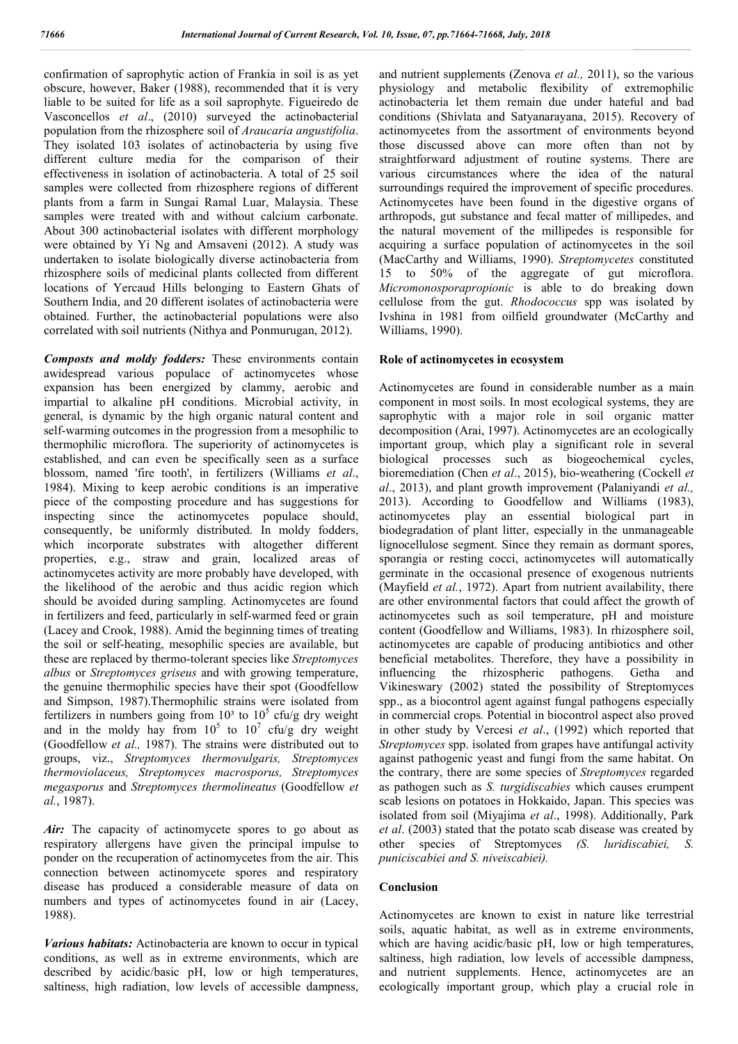confirmation of saprophytic action of Frankia in soil is as yet obscure, however, Baker (1988), recommended that it is very liable to be suited for life as a soil saprophyte. Figueiredo de Vasconcellos *et al*., (2010) surveyed the actinobacterial population from the rhizosphere soil of *Araucaria angustifolia*. They isolated 103 isolates of actinobacteria by using five different culture media for the comparison of their effectiveness in isolation of actinobacteria. A total of 25 soil samples were collected from rhizosphere regions of different plants from a farm in Sungai Ramal Luar, Malaysia. These samples were treated with and without calcium carbonate. About 300 actinobacterial isolates with different morphology were obtained by Yi Ng and Amsaveni (2012). A study was undertaken to isolate biologically diverse actinobacteria from rhizosphere soils of medicinal plants collected from different locations of Yercaud Hills belonging to Eastern Ghats of Southern India, and 20 different isolates of actinobacteria were obtained. Further, the actinobacterial populations were also correlated with soil nutrients (Nithya and Ponmurugan, 2012).

***Composts and moldy fodders:*** These environments contain awidespread various populace of actinomycetes whose expansion has been energized by clammy, aerobic and impartial to alkaline pH conditions. Microbial activity, in general, is dynamic by the high organic natural content and self-warming outcomes in the progression from a mesophilic to thermophilic microflora. The superiority of actinomycetes is established, and can even be specifically seen as a surface blossom, named 'fire tooth', in fertilizers (Williams *et al*., 1984). Mixing to keep aerobic conditions is an imperative piece of the composting procedure and has suggestions for inspecting since the actinomycetes populace should, consequently, be uniformly distributed. In moldy fodders, which incorporate substrates with altogether different properties, e.g., straw and grain, localized areas of actinomycetes activity are more probably have developed, with the likelihood of the aerobic and thus acidic region which should be avoided during sampling. Actinomycetes are found in fertilizers and feed, particularly in self-warmed feed or grain (Lacey and Crook, 1988). Amid the beginning times of treating the soil or self-heating, mesophilic species are available, but these are replaced by thermo-tolerant species like *Streptomyces albus* or *Streptomyces griseus* and with growing temperature, the genuine thermophilic species have their spot (Goodfellow and Simpson, 1987).Thermophilic strains were isolated from fertilizers in numbers going from $10^3$ to $10^5$ cfu/g dry weight and in the moldy hay from $10^5$ to $10^7$ cfu/g dry weight (Goodfellow *et al.,* 1987). The strains were distributed out to groups, viz., *Streptomyces thermovulgaris, Streptomyces thermoviolaceus, Streptomyces macrosporus, Streptomyces megasporus* and *Streptomyces thermolineatus* (Goodfellow *et al.*, 1987).

***Air:*** The capacity of actinomycete spores to go about as respiratory allergens have given the principal impulse to ponder on the recuperation of actinomycetes from the air. This connection between actinomycete spores and respiratory disease has produced a considerable measure of data on numbers and types of actinomycetes found in air (Lacey, 1988).

***Various habitats:*** Actinobacteria are known to occur in typical conditions, as well as in extreme environments, which are described by acidic/basic pH, low or high temperatures, saltiness, high radiation, low levels of accessible dampness, and nutrient supplements (Zenova *et al.,* 2011), so the various physiology and metabolic flexibility of extremophilic actinobacteria let them remain due under hateful and bad conditions (Shivlata and Satyanarayana, 2015). Recovery of actinomycetes from the assortment of environments beyond those discussed above can more often than not by straightforward adjustment of routine systems. There are various circumstances where the idea of the natural surroundings required the improvement of specific procedures. Actinomycetes have been found in the digestive organs of arthropods, gut substance and fecal matter of millipedes, and the natural movement of the millipedes is responsible for acquiring a surface population of actinomycetes in the soil (MacCarthy and Williams, 1990). *Streptomycetes* constituted 15 to 50% of the aggregate of gut microflora. *Micromonosporapropionic* is able to do breaking down cellulose from the gut. *Rhodococcus* spp was isolated by Ivshina in 1981 from oilfield groundwater (McCarthy and Williams, 1990).

## Role of actinomycetes in ecosystem

Actinomycetes are found in considerable number as a main component in most soils. In most ecological systems, they are saprophytic with a major role in soil organic matter decomposition (Arai, 1997). Actinomycetes are an ecologically important group, which play a significant role in several biological processes such as biogeochemical cycles, bioremediation (Chen *et al*., 2015), bio-weathering (Cockell *et al*., 2013), and plant growth improvement (Palaniyandi *et al.,* 2013). According to Goodfellow and Williams (1983), actinomycetes play an essential biological part in biodegradation of plant litter, especially in the unmanageable lignocellulose segment. Since they remain as dormant spores, sporangia or resting cocci, actinomycetes will automatically germinate in the occasional presence of exogenous nutrients (Mayfield *et al.*, 1972). Apart from nutrient availability, there are other environmental factors that could affect the growth of actinomycetes such as soil temperature, pH and moisture content (Goodfellow and Williams, 1983). In rhizosphere soil, actinomycetes are capable of producing antibiotics and other beneficial metabolites. Therefore, they have a possibility in influencing the rhizospheric pathogens. Getha and Vikineswary (2002) stated the possibility of Streptomyces spp., as a biocontrol agent against fungal pathogens especially in commercial crops. Potential in biocontrol aspect also proved in other study by Vercesi *et al*., (1992) which reported that *Streptomyces* spp. isolated from grapes have antifungal activity against pathogenic yeast and fungi from the same habitat. On the contrary, there are some species of *Streptomyces* regarded as pathogen such as *S. turgidiscabies* which causes erumpent scab lesions on potatoes in Hokkaido, Japan. This species was isolated from soil (Miyajima *et al*., 1998). Additionally, Park *et al*. (2003) stated that the potato scab disease was created by other species of Streptomyces *(S. luridiscabiei, S. puniciscabiei and S. niveiscabiei).*

## Conclusion

Actinomycetes are known to exist in nature like terrestrial soils, aquatic habitat, as well as in extreme environments, which are having acidic/basic pH, low or high temperatures, saltiness, high radiation, low levels of accessible dampness, and nutrient supplements. Hence, actinomycetes are an ecologically important group, which play a crucial role in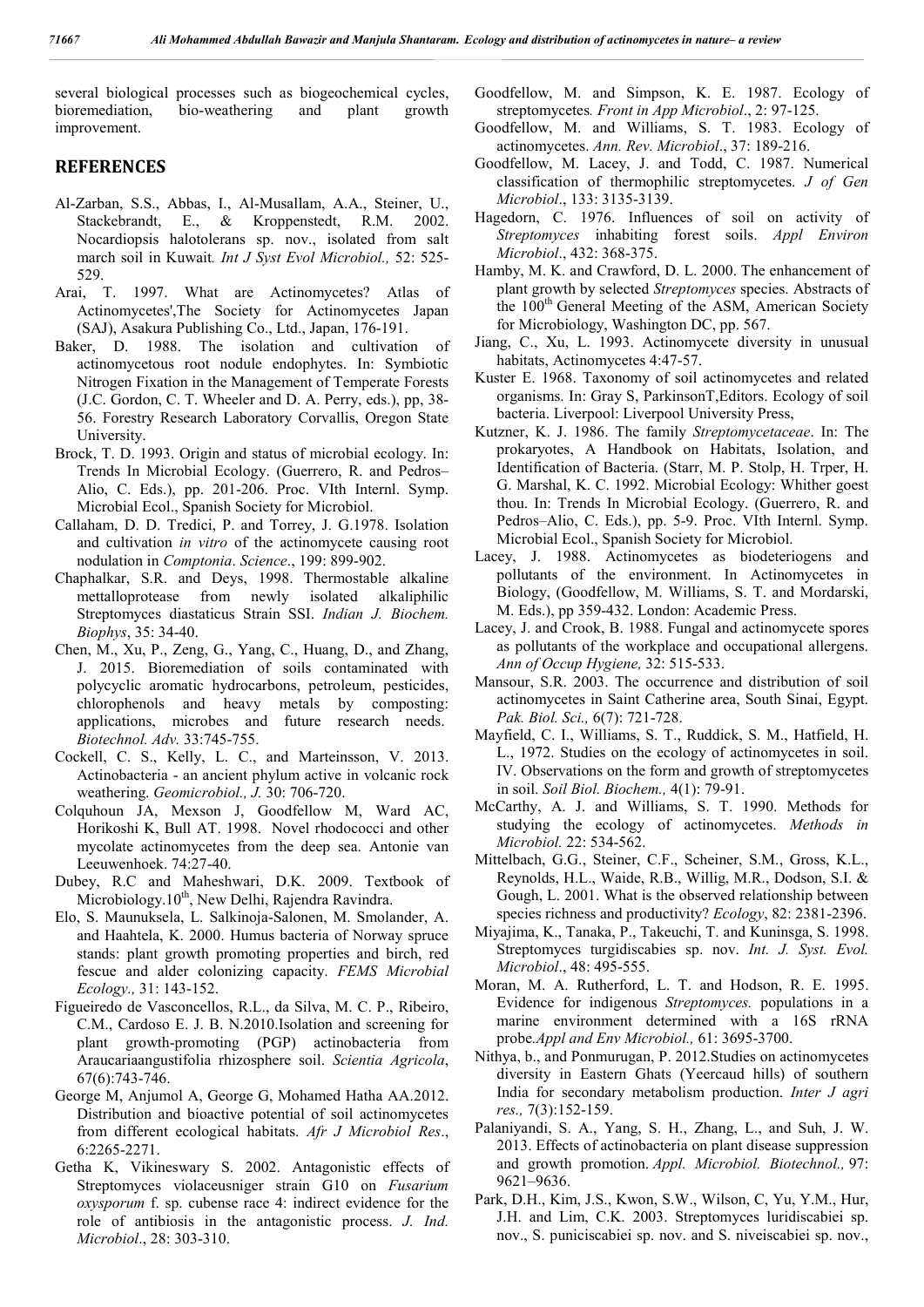several biological processes such as biogeochemical cycles, bioremediation, bio-weathering and plant growth improvement.

## REFERENCES

Al-Zarban, S.S., Abbas, I., Al-Musallam, A.A., Steiner, U., Stackebrandt, E., & Kroppenstedt, R.M. 2002. Nocardiopsis halotolerans sp. nov., isolated from salt march soil in Kuwait. *Int J Syst Evol Microbiol.,* 52: 525-529.

Arai, T. 1997. What are Actinomycetes? Atlas of Actinomycetes',The Society for Actinomycetes Japan (SAJ), Asakura Publishing Co., Ltd., Japan, 176-191.

Baker, D. 1988. The isolation and cultivation of actinomycetous root nodule endophytes. In: Symbiotic Nitrogen Fixation in the Management of Temperate Forests (J.C. Gordon, C. T. Wheeler and D. A. Perry, eds.), pp, 38-56. Forestry Research Laboratory Corvallis, Oregon State University.

Brock, T. D. 1993. Origin and status of microbial ecology. In: Trends In Microbial Ecology. (Guerrero, R. and Pedros–Alio, C. Eds.), pp. 201-206. Proc. VIth Internl. Symp. Microbial Ecol., Spanish Society for Microbiol.

Callaham, D. D. Tredici, P. and Torrey, J. G.1978. Isolation and cultivation *in vitro* of the actinomycete causing root nodulation in *Comptonia*. *Science*., 199: 899-902.

Chaphalkar, S.R. and Deys, 1998. Thermostable alkaline mettalloprotease from newly isolated alkaliphilic Streptomyces diastaticus Strain SSI. *Indian J. Biochem. Biophys*, 35: 34-40.

Chen, M., Xu, P., Zeng, G., Yang, C., Huang, D., and Zhang, J. 2015. Bioremediation of soils contaminated with polycyclic aromatic hydrocarbons, petroleum, pesticides, chlorophenols and heavy metals by composting: applications, microbes and future research needs. *Biotechnol. Adv.* 33:745-755.

Cockell, C. S., Kelly, L. C., and Marteinsson, V. 2013. Actinobacteria - an ancient phylum active in volcanic rock weathering. *Geomicrobiol., J.* 30: 706-720.

Colquhoun JA, Mexson J, Goodfellow M, Ward AC, Horikoshi K, Bull AT. 1998. Novel rhodococci and other mycolate actinomycetes from the deep sea. Antonie van Leeuwenhoek. 74:27-40.

Dubey, R.C and Maheshwari, D.K. 2009. Textbook of Microbiology.10[th], New Delhi, Rajendra Ravindra.

Elo, S. Maunuksela, L. Salkinoja-Salonen, M. Smolander, A. and Haahtela, K. 2000. Humus bacteria of Norway spruce stands: plant growth promoting properties and birch, red fescue and alder colonizing capacity. *FEMS Microbial Ecology.,* 31: 143-152.

Figueiredo de Vasconcellos, R.L., da Silva, M. C. P., Ribeiro, C.M., Cardoso E. J. B. N.2010.Isolation and screening for plant growth-promoting (PGP) actinobacteria from Araucariaangustifolia rhizosphere soil. *Scientia Agricola*, 67(6):743-746.

George M, Anjumol A, George G, Mohamed Hatha AA.2012. Distribution and bioactive potential of soil actinomycetes from different ecological habitats. *Afr J Microbiol Res*., 6:2265-2271.

Getha K, Vikineswary S. 2002. Antagonistic effects of Streptomyces violaceusniger strain G10 on *Fusarium oxysporum* f. sp. cubense race 4: indirect evidence for the role of antibiosis in the antagonistic process. *J. Ind. Microbiol*., 28: 303-310.

Goodfellow, M. and Simpson, K. E. 1987. Ecology of streptomycetes*. Front in App Microbiol*., 2: 97-125.

Goodfellow, M. and Williams, S. T. 1983. Ecology of actinomycetes. *Ann. Rev. Microbiol*., 37: 189-216.

Goodfellow, M. Lacey, J. and Todd, C. 1987. Numerical classification of thermophilic streptomycetes. *J of Gen Microbiol*., 133: 3135-3139.

Hagedorn, C. 1976. Influences of soil on activity of *Streptomyces* inhabiting forest soils. *Appl Environ Microbiol*., 432: 368-375.

Hamby, M. K. and Crawford, D. L. 2000. The enhancement of plant growth by selected *Streptomyces* species. Abstracts of the 100[th] General Meeting of the ASM, American Society for Microbiology, Washington DC, pp. 567.

Jiang, C., Xu, L. 1993. Actinomycete diversity in unusual habitats, Actinomycetes 4:47-57.

Kuster E. 1968. Taxonomy of soil actinomycetes and related organisms. In: Gray S, ParkinsonT,Editors. Ecology of soil bacteria. Liverpool: Liverpool University Press,

Kutzner, K. J. 1986. The family *Streptomycetaceae*. In: The prokaryotes, A Handbook on Habitats, Isolation, and Identification of Bacteria. (Starr, M. P. Stolp, H. Trper, H. G. Marshal, K. C. 1992. Microbial Ecology: Whither goest thou. In: Trends In Microbial Ecology. (Guerrero, R. and Pedros–Alio, C. Eds.), pp. 5-9. Proc. VIth Internl. Symp. Microbial Ecol., Spanish Society for Microbiol.

Lacey, J. 1988. Actinomycetes as biodeteriogens and pollutants of the environment. In Actinomycetes in Biology, (Goodfellow, M. Williams, S. T. and Mordarski, M. Eds.), pp 359-432. London: Academic Press.

Lacey, J. and Crook, B. 1988. Fungal and actinomycete spores as pollutants of the workplace and occupational allergens. *Ann of Occup Hygiene,* 32: 515-533.

Mansour, S.R. 2003. The occurrence and distribution of soil actinomycetes in Saint Catherine area, South Sinai, Egypt. *Pak. Biol. Sci.,* 6(7): 721-728.

Mayfield, C. I., Williams, S. T., Ruddick, S. M., Hatfield, H. L., 1972. Studies on the ecology of actinomycetes in soil. IV. Observations on the form and growth of streptomycetes in soil. *Soil Biol. Biochem.,* 4(1): 79-91.

McCarthy, A. J. and Williams, S. T. 1990. Methods for studying the ecology of actinomycetes. *Methods in Microbiol.* 22: 534-562.

Mittelbach, G.G., Steiner, C.F., Scheiner, S.M., Gross, K.L., Reynolds, H.L., Waide, R.B., Willig, M.R., Dodson, S.I. & Gough, L. 2001. What is the observed relationship between species richness and productivity? *Ecology*, 82: 2381-2396.

Miyajima, K., Tanaka, P., Takeuchi, T. and Kuninsga, S. 1998. Streptomyces turgidiscabies sp. nov. *Int. J. Syst. Evol. Microbiol*., 48: 495-555.

Moran, M. A. Rutherford, L. T. and Hodson, R. E. 1995. Evidence for indigenous *Streptomyces.* populations in a marine environment determined with a 16S rRNA probe.*Appl and Env Microbiol.,* 61: 3695-3700.

Nithya, b., and Ponmurugan, P. 2012.Studies on actinomycetes diversity in Eastern Ghats (Yeercaud hills) of southern India for secondary metabolism production. *Inter J agri res.,* 7(3):152-159.

Palaniyandi, S. A., Yang, S. H., Zhang, L., and Suh, J. W. 2013. Effects of actinobacteria on plant disease suppression and growth promotion. *Appl. Microbiol. Biotechnol.,* 97: 9621–9636.

Park, D.H., Kim, J.S., Kwon, S.W., Wilson, C, Yu, Y.M., Hur, J.H. and Lim, C.K. 2003. Streptomyces luridiscabiei sp. nov., S. puniciscabiei sp. nov. and S. niveiscabiei sp. nov.,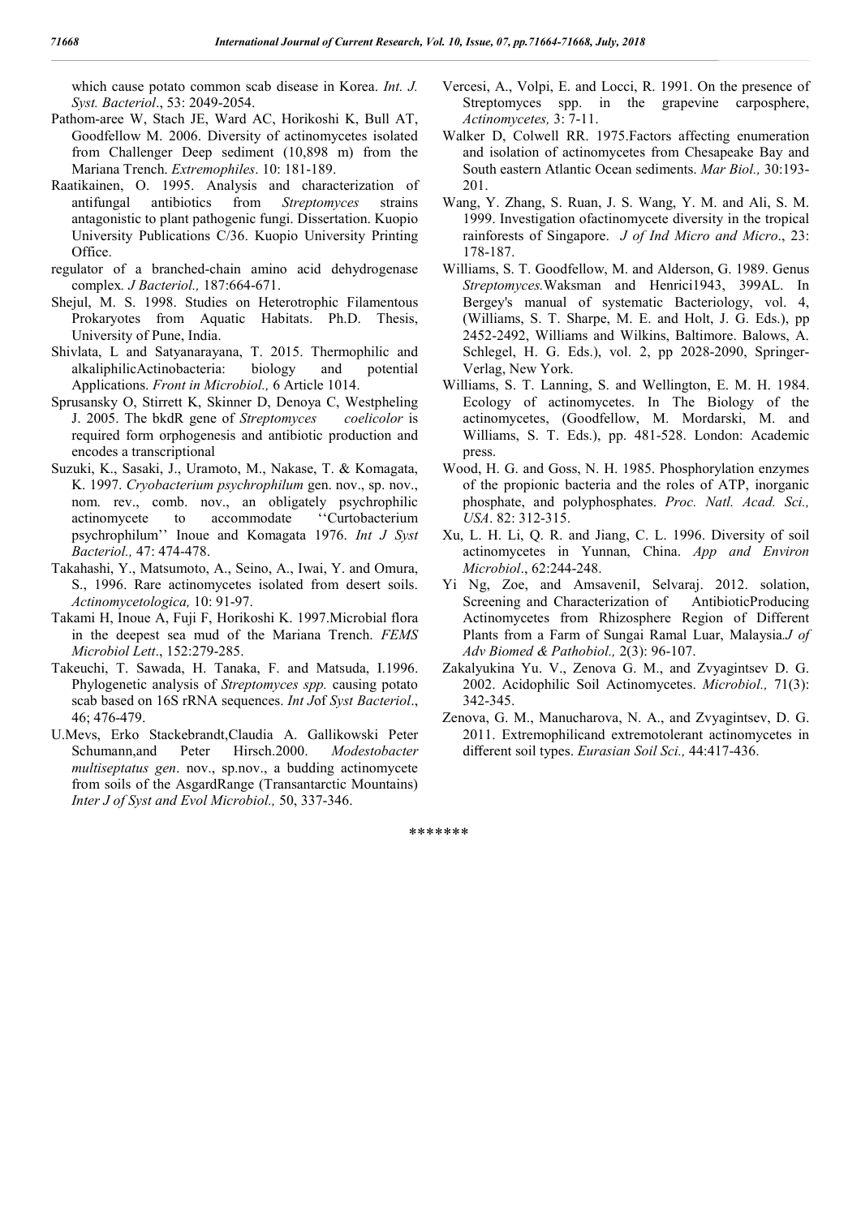which cause potato common scab disease in Korea. *Int. J. Syst. Bacteriol*., 53: 2049-2054.

Pathom-aree W, Stach JE, Ward AC, Horikoshi K, Bull AT, Goodfellow M. 2006. Diversity of actinomycetes isolated from Challenger Deep sediment (10,898 m) from the Mariana Trench. *Extremophiles*. 10: 181-189.

Raatikainen, O. 1995. Analysis and characterization of antifungal antibiotics from *Streptomyces* strains antagonistic to plant pathogenic fungi. Dissertation. Kuopio University Publications C/36. Kuopio University Printing Office.

regulator of a branched-chain amino acid dehydrogenase complex. *J Bacteriol.,* 187:664-671.

Shejul, M. S. 1998. Studies on Heterotrophic Filamentous Prokaryotes from Aquatic Habitats. Ph.D. Thesis, University of Pune, India.

Shivlata, L and Satyanarayana, T. 2015. Thermophilic and alkaliphilicActinobacteria: biology and potential Applications. *Front in Microbiol.,* 6 Article 1014.

Sprusansky O, Stirrett K, Skinner D, Denoya C, Westpheling J. 2005. The bkdR gene of *Streptomyces coelicolor* is required form orphogenesis and antibiotic production and encodes a transcriptional

Suzuki, K., Sasaki, J., Uramoto, M., Nakase, T. & Komagata, K. 1997. *Cryobacterium psychrophilum* gen. nov., sp. nov., nom. rev., comb. nov., an obligately psychrophilic actinomycete to accommodate ''Curtobacterium psychrophilum'' Inoue and Komagata 1976. *Int J Syst Bacteriol.,* 47: 474-478.

Takahashi, Y., Matsumoto, A., Seino, A., Iwai, Y. and Omura, S., 1996. Rare actinomycetes isolated from desert soils. *Actinomycetologica,* 10: 91-97.

Takami H, Inoue A, Fuji F, Horikoshi K. 1997.Microbial flora in the deepest sea mud of the Mariana Trench. *FEMS Microbiol Lett*., 152:279-285.

Takeuchi, T. Sawada, H. Tanaka, F. and Matsuda, I.1996. Phylogenetic analysis of *Streptomyces spp.* causing potato scab based on 16S rRNA sequences. *Int J*of *Syst Bacteriol*., 46; 476-479.

U.Mevs, Erko Stackebrandt,Claudia A. Gallikowski Peter Schumann,and Peter Hirsch.2000. *Modestobacter multiseptatus gen*. nov., sp.nov., a budding actinomycete from soils of the AsgardRange (Transantarctic Mountains) *Inter J of Syst and Evol Microbiol.,* 50, 337-346.

Vercesi, A., Volpi, E. and Locci, R. 1991. On the presence of Streptomyces spp. in the grapevine carposphere, *Actinomycetes,* 3: 7-11.

Walker D, Colwell RR. 1975.Factors affecting enumeration and isolation of actinomycetes from Chesapeake Bay and South eastern Atlantic Ocean sediments. *Mar Biol.,* 30:193-201.

Wang, Y. Zhang, S. Ruan, J. S. Wang, Y. M. and Ali, S. M. 1999. Investigation ofactinomycete diversity in the tropical rainforests of Singapore. *J of Ind Micro and Micro*., 23: 178-187.

Williams, S. T. Goodfellow, M. and Alderson, G. 1989. Genus *Streptomyces.*Waksman and Henrici1943, 399AL. In Bergey's manual of systematic Bacteriology, vol. 4, (Williams, S. T. Sharpe, M. E. and Holt, J. G. Eds.), pp 2452-2492, Williams and Wilkins, Baltimore. Balows, A. Schlegel, H. G. Eds.), vol. 2, pp 2028-2090, Springer-Verlag, New York.

Williams, S. T. Lanning, S. and Wellington, E. M. H. 1984. Ecology of actinomycetes. In The Biology of the actinomycetes, (Goodfellow, M. Mordarski, M. and Williams, S. T. Eds.), pp. 481-528. London: Academic press.

Wood, H. G. and Goss, N. H. 1985. Phosphorylation enzymes of the propionic bacteria and the roles of ATP, inorganic phosphate, and polyphosphates. *Proc. Natl. Acad. Sci., USA*. 82: 312-315.

Xu, L. H. Li, Q. R. and Jiang, C. L. 1996. Diversity of soil actinomycetes in Yunnan, China. *App and Environ Microbiol*., 62:244-248.

Yi Ng, Zoe, and AmsaveniI, Selvaraj. 2012. solation, Screening and Characterization of AntibioticProducing Actinomycetes from Rhizosphere Region of Different Plants from a Farm of Sungai Ramal Luar, Malaysia.*J of Adv Biomed & Pathobiol.,* 2(3): 96-107.

Zakalyukina Yu. V., Zenova G. M., and Zvyagintsev D. G. 2002. Acidophilic Soil Actinomycetes. *Microbiol.,* 71(3): 342-345.

Zenova, G. M., Manucharova, N. A., and Zvyagintsev, D. G. 2011. Extremophilicand extremotolerant actinomycetes in different soil types. *Eurasian Soil Sci.,* 44:417-436.

*******